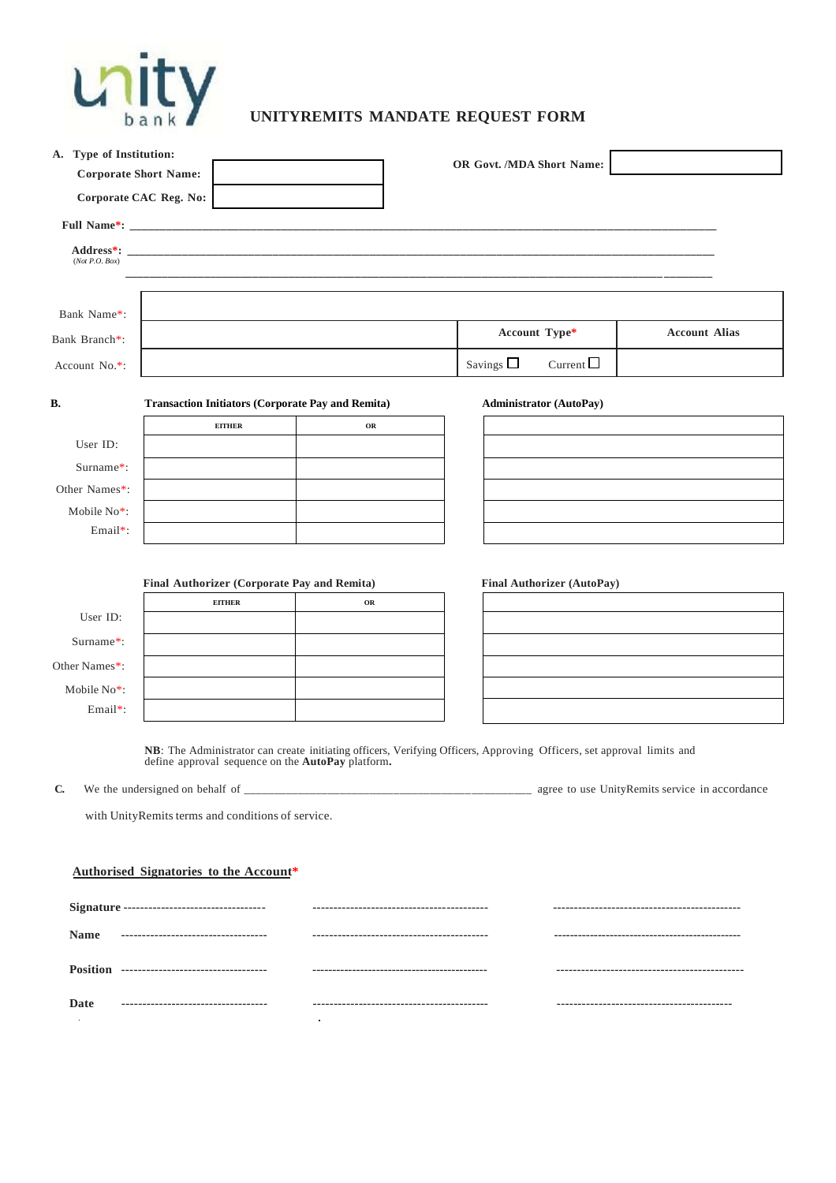unity bank

# UNITYREMITS MANDATE REQUEST FORM

**A. Type of Institution:**

**Corporate Short Name:** ____________ **OR Govt. /MDA Short Name:** ____________

**Corporate CAC Reg. No:** ____________

**Full Name*:** ____________________________________________

**Address*:** ____________________________________________
(*Not P.O. Box*)
____________________________________________

| | | | |
|---|---|---|---|
| Bank Name*: | | | |
| Bank Branch*: | | Account Type* | Account Alias |
| Account No.*: | | Savings ☐ Current ☐ | |

**B.**

**Transaction Initiators (Corporate Pay and Remita)**

| | EITHER | OR |
|---|---|---|
| User ID: | | |
| Surname*: | | |
| Other Names*: | | |
| Mobile No*: | | |
| Email*: | | |

**Administrator (AutoPay)**

| | |
|---|---|
| User ID: | |
| Surname*: | |
| Other Names*: | |
| Mobile No*: | |
| Email*: | |

**Final Authorizer (Corporate Pay and Remita)**

| | EITHER | OR |
|---|---|---|
| User ID: | | |
| Surname*: | | |
| Other Names*: | | |
| Mobile No*: | | |
| Email*: | | |

**Final Authorizer (AutoPay)**

| | |
|---|---|
| User ID: | |
| Surname*: | |
| Other Names*: | |
| Mobile No*: | |
| Email*: | |

**NB**: The Administrator can create initiating officers, Verifying Officers, Approving Officers, set approval limits and define approval sequence on the **AutoPay** platform**.**

**C.** We the undersigned on behalf of ____________________________________________ agree to use UnityRemits service in accordance with UnityRemits terms and conditions of service.

**Authorised Signatories to the Account***

| | | | |
|---|---|---|---|
| **Signature** | ---------------------------------- | ------------------------------------------ | --------------------------------------------- |
| **Name** | ---------------------------------- | ------------------------------------------ | --------------------------------------------- |
| **Position** | ---------------------------------- | ------------------------------------------ | --------------------------------------------- |
| **Date** | ---------------------------------- | ------------------------------------------ | ------------------------------------------ |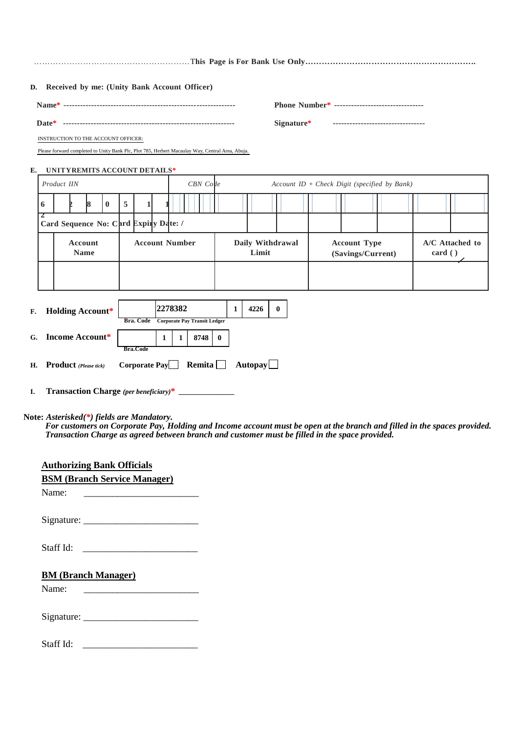……………………………………………………This Page is For Bank Use Only……………………………………………………….

**D. Received by me: (Unity Bank Account Officer)**

**Name*** -------------------------------------------------------------- **Phone Number*** --------------------------------

**Date*** -------------------------------------------------------------- **Signature*** ---------------------------------

INSTRUCTION TO THE ACCOUNT OFFICER:

Please forward completed to Unity Bank Plc, Plot 785, Herbert Macaulay Way, Central Area, Abuja.

**E. UNITYREMITS ACCOUNT DETAILS***

| Product IIN | | | | | | CBN Code | Account ID + Check Digit (specified by Bank) | | |
|---|---|---|---|---|---|---|---|---|---|
| 6 | 2 | 8 | 0 | 5 | 1 | 1 | | | |
| Card Sequence No: Card Expiry Date: / | | | | | | | | | |

| | Account Name | Account Number | Daily Withdrawal Limit | Account Type (Savings/Current) | A/C Attached to card ( ✓ ) |
|---|---|---|---|---|---|
| | | | | | |

**F. Holding Account***

| Bra. Code | Corporate Pay Transit Ledger | | | |
|---|---|---|---|---|
| | 2278382 | 1 | 4226 | 0 |

**G. Income Account***

| Bra.Code | | | | |
|---|---|---|---|---|
| | 1 | 1 | 8748 | 0 |

**H. Product** *(Please tick)* **Corporate Pay** ☐ **Remita** ☐ **Autopay** ☐

**I. Transaction Charge** *(per beneficiary)*\* _____________

**Note:** *Asterisked(\*) fields are Mandatory.*
***For customers on Corporate Pay, Holding and Income account must be open at the branch and filled in the spaces provided. Transaction Charge as agreed between branch and customer must be filled in the space provided.***

**Authorizing Bank Officials**

**BSM (Branch Service Manager)**

Name: ________________________

Signature: ________________________

Staff Id: ________________________

**BM (Branch Manager)**

Name: ________________________

Signature: ________________________

Staff Id: ________________________